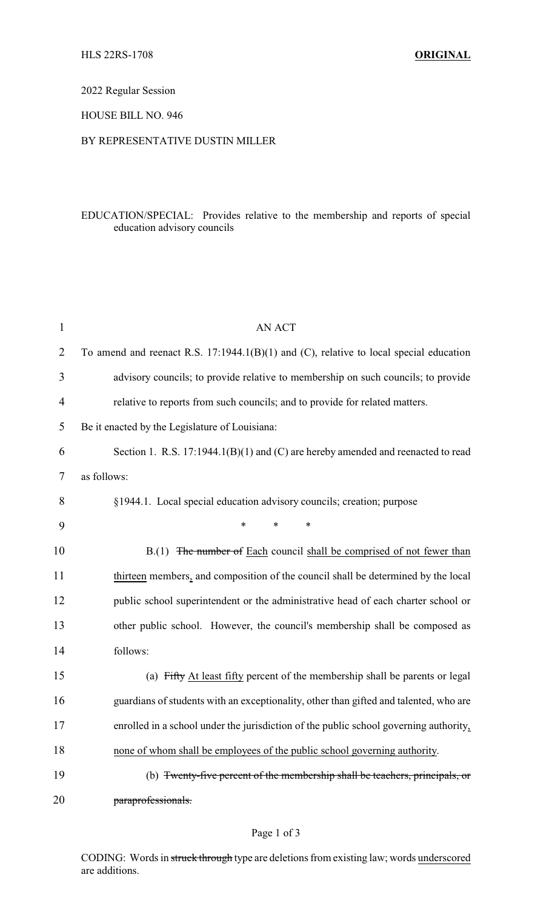HLS 22RS-1708 **ORIGINAL**

2022 Regular Session

HOUSE BILL NO. 946

BY REPRESENTATIVE DUSTIN MILLER

EDUCATION/SPECIAL: Provides relative to the membership and reports of special education advisory councils

AN ACT

To amend and reenact R.S. 17:1944.1(B)(1) and (C), relative to local special education advisory councils; to provide relative to membership on such councils; to provide relative to reports from such councils; and to provide for related matters.

Be it enacted by the Legislature of Louisiana:

Section 1. R.S. 17:1944.1(B)(1) and (C) are hereby amended and reenacted to read as follows:

§1944.1. Local special education advisory councils; creation; purpose

\* \* \*

B.(1) ~~The number of~~ <u>Each</u> council <u>shall be comprised of not fewer than thirteen</u> members<u>,</u> and composition of the council shall be determined by the local public school superintendent or the administrative head of each charter school or other public school. However, the council's membership shall be composed as follows:

(a) ~~Fifty~~ <u>At least fifty</u> percent of the membership shall be parents or legal guardians of students with an exceptionality, other than gifted and talented, who are enrolled in a school under the jurisdiction of the public school governing authority<u>, none of whom shall be employees of the public school governing authority</u>.

(b) ~~Twenty-five percent of the membership shall be teachers, principals, or paraprofessionals.~~

CODING: Words in ~~struck through~~ type are deletions from existing law; words <u>underscored</u> are additions.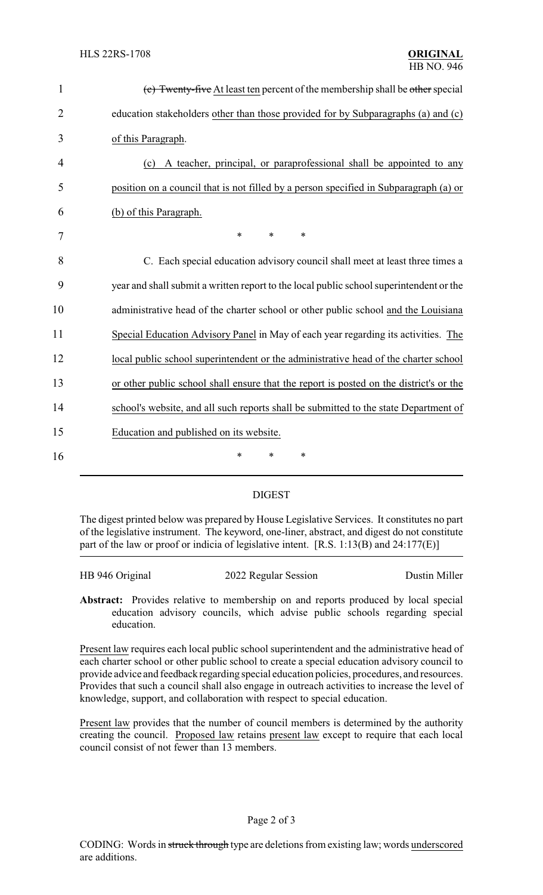(c) ~~Twenty-five~~ At least ten percent of the membership shall be ~~other~~ special education stakeholders other than those provided for by Subparagraphs (a) and (c) of this Paragraph.

(c) A teacher, principal, or paraprofessional shall be appointed to any position on a council that is not filled by a person specified in Subparagraph (a) or (b) of this Paragraph.

\* \* \*

C. Each special education advisory council shall meet at least three times a year and shall submit a written report to the local public school superintendent or the administrative head of the charter school or other public school and the Louisiana Special Education Advisory Panel in May of each year regarding its activities. The local public school superintendent or the administrative head of the charter school or other public school shall ensure that the report is posted on the district's or the school's website, and all such reports shall be submitted to the state Department of Education and published on its website.

\* \* \*

## DIGEST

The digest printed below was prepared by House Legislative Services. It constitutes no part of the legislative instrument. The keyword, one-liner, abstract, and digest do not constitute part of the law or proof or indicia of legislative intent. [R.S. 1:13(B) and 24:177(E)]

HB 946 Original — 2022 Regular Session — Dustin Miller

**Abstract:** Provides relative to membership on and reports produced by local special education advisory councils, which advise public schools regarding special education.

Present law requires each local public school superintendent and the administrative head of each charter school or other public school to create a special education advisory council to provide advice and feedback regarding special education policies, procedures, and resources. Provides that such a council shall also engage in outreach activities to increase the level of knowledge, support, and collaboration with respect to special education.

Present law provides that the number of council members is determined by the authority creating the council. Proposed law retains present law except to require that each local council consist of not fewer than 13 members.

CODING: Words in ~~struck through~~ type are deletions from existing law; words underscored are additions.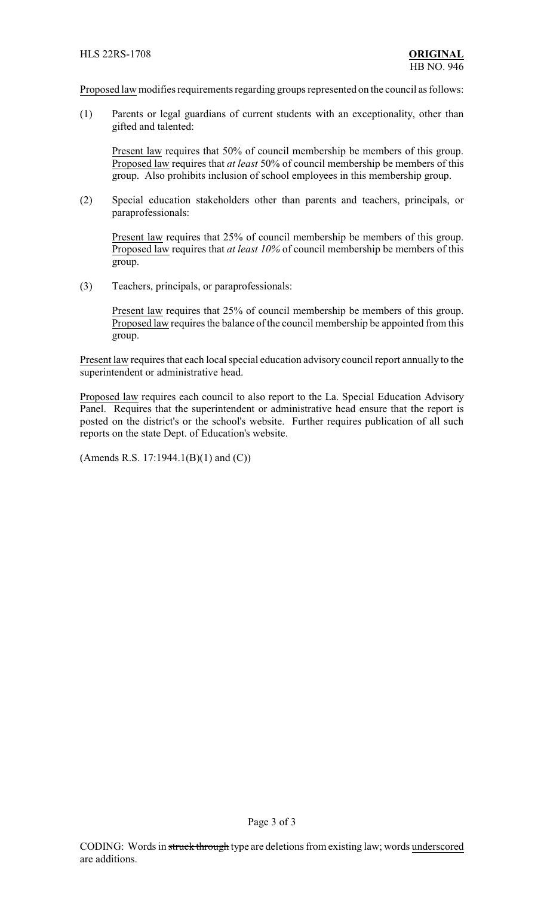Proposed law modifies requirements regarding groups represented on the council as follows:

(1) Parents or legal guardians of current students with an exceptionality, other than gifted and talented:

Present law requires that 50% of council membership be members of this group. Proposed law requires that *at least* 50% of council membership be members of this group. Also prohibits inclusion of school employees in this membership group.

(2) Special education stakeholders other than parents and teachers, principals, or paraprofessionals:

Present law requires that 25% of council membership be members of this group. Proposed law requires that *at least 10%* of council membership be members of this group.

(3) Teachers, principals, or paraprofessionals:

Present law requires that 25% of council membership be members of this group. Proposed law requires the balance of the council membership be appointed from this group.

Present law requires that each local special education advisory council report annually to the superintendent or administrative head.

Proposed law requires each council to also report to the La. Special Education Advisory Panel. Requires that the superintendent or administrative head ensure that the report is posted on the district's or the school's website. Further requires publication of all such reports on the state Dept. of Education's website.

(Amends R.S. 17:1944.1(B)(1) and (C))